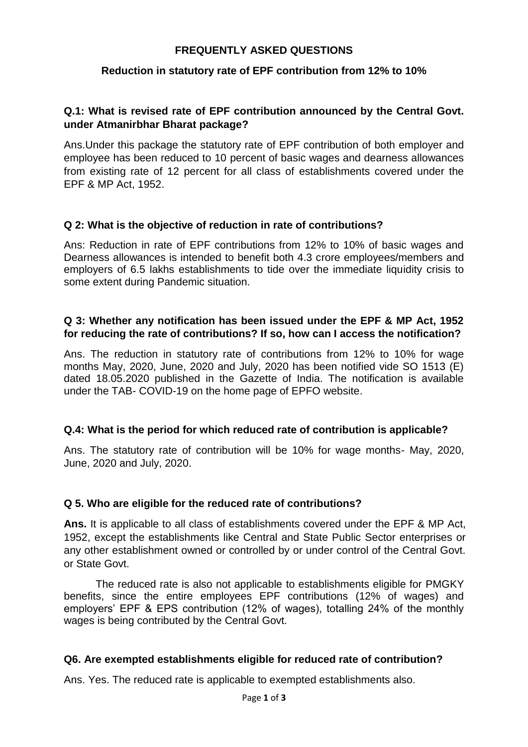# FREQUENTLY ASKED QUESTIONS

## Reduction in statutory rate of EPF contribution from 12% to 10%

### Q.1: What is revised rate of EPF contribution announced by the Central Govt. under Atmanirbhar Bharat package?

Ans.Under this package the statutory rate of EPF contribution of both employer and employee has been reduced to 10 percent of basic wages and dearness allowances from existing rate of 12 percent for all class of establishments covered under the EPF & MP Act, 1952.

### Q 2: What is the objective of reduction in rate of contributions?

Ans: Reduction in rate of EPF contributions from 12% to 10% of basic wages and Dearness allowances is intended to benefit both 4.3 crore employees/members and employers of 6.5 lakhs establishments to tide over the immediate liquidity crisis to some extent during Pandemic situation.

### Q 3: Whether any notification has been issued under the EPF & MP Act, 1952 for reducing the rate of contributions? If so, how can I access the notification?

Ans. The reduction in statutory rate of contributions from 12% to 10% for wage months May, 2020, June, 2020 and July, 2020 has been notified vide SO 1513 (E) dated 18.05.2020 published in the Gazette of India. The notification is available under the TAB- COVID-19 on the home page of EPFO website.

### Q.4: What is the period for which reduced rate of contribution is applicable?

Ans. The statutory rate of contribution will be 10% for wage months- May, 2020, June, 2020 and July, 2020.

### Q 5. Who are eligible for the reduced rate of contributions?

**Ans.** It is applicable to all class of establishments covered under the EPF & MP Act, 1952, except the establishments like Central and State Public Sector enterprises or any other establishment owned or controlled by or under control of the Central Govt. or State Govt.

The reduced rate is also not applicable to establishments eligible for PMGKY benefits, since the entire employees EPF contributions (12% of wages) and employers' EPF & EPS contribution (12% of wages), totalling 24% of the monthly wages is being contributed by the Central Govt.

### Q6. Are exempted establishments eligible for reduced rate of contribution?

Ans. Yes. The reduced rate is applicable to exempted establishments also.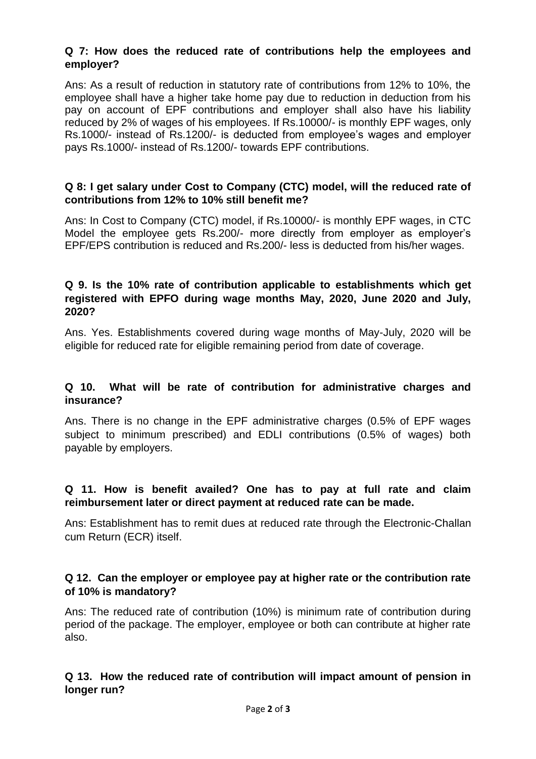**Q 7: How does the reduced rate of contributions help the employees and employer?**

Ans: As a result of reduction in statutory rate of contributions from 12% to 10%, the employee shall have a higher take home pay due to reduction in deduction from his pay on account of EPF contributions and employer shall also have his liability reduced by 2% of wages of his employees. If Rs.10000/- is monthly EPF wages, only Rs.1000/- instead of Rs.1200/- is deducted from employee's wages and employer pays Rs.1000/- instead of Rs.1200/- towards EPF contributions.

**Q 8: I get salary under Cost to Company (CTC) model, will the reduced rate of contributions from 12% to 10% still benefit me?**

Ans: In Cost to Company (CTC) model, if Rs.10000/- is monthly EPF wages, in CTC Model the employee gets Rs.200/- more directly from employer as employer's EPF/EPS contribution is reduced and Rs.200/- less is deducted from his/her wages.

**Q 9. Is the 10% rate of contribution applicable to establishments which get registered with EPFO during wage months May, 2020, June 2020 and July, 2020?**

Ans. Yes. Establishments covered during wage months of May-July, 2020 will be eligible for reduced rate for eligible remaining period from date of coverage.

**Q 10. What will be rate of contribution for administrative charges and insurance?**

Ans. There is no change in the EPF administrative charges (0.5% of EPF wages subject to minimum prescribed) and EDLI contributions (0.5% of wages) both payable by employers.

**Q 11. How is benefit availed? One has to pay at full rate and claim reimbursement later or direct payment at reduced rate can be made.**

Ans: Establishment has to remit dues at reduced rate through the Electronic-Challan cum Return (ECR) itself.

**Q 12. Can the employer or employee pay at higher rate or the contribution rate of 10% is mandatory?**

Ans: The reduced rate of contribution (10%) is minimum rate of contribution during period of the package. The employer, employee or both can contribute at higher rate also.

**Q 13. How the reduced rate of contribution will impact amount of pension in longer run?**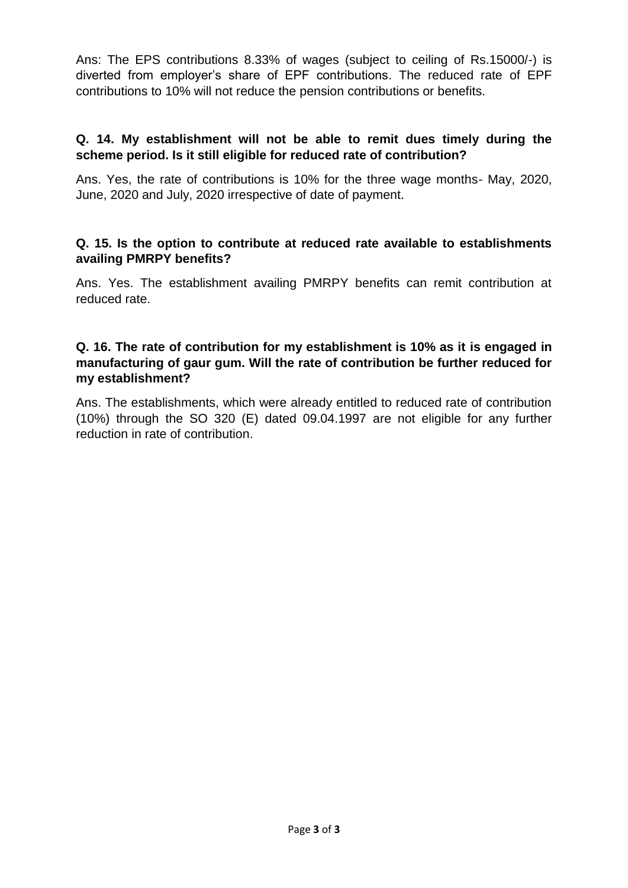Ans: The EPS contributions 8.33% of wages (subject to ceiling of Rs.15000/-) is diverted from employer's share of EPF contributions. The reduced rate of EPF contributions to 10% will not reduce the pension contributions or benefits.

**Q. 14. My establishment will not be able to remit dues timely during the scheme period. Is it still eligible for reduced rate of contribution?**

Ans. Yes, the rate of contributions is 10% for the three wage months- May, 2020, June, 2020 and July, 2020 irrespective of date of payment.

**Q. 15. Is the option to contribute at reduced rate available to establishments availing PMRPY benefits?**

Ans. Yes. The establishment availing PMRPY benefits can remit contribution at reduced rate.

**Q. 16. The rate of contribution for my establishment is 10% as it is engaged in manufacturing of gaur gum. Will the rate of contribution be further reduced for my establishment?**

Ans. The establishments, which were already entitled to reduced rate of contribution (10%) through the SO 320 (E) dated 09.04.1997 are not eligible for any further reduction in rate of contribution.